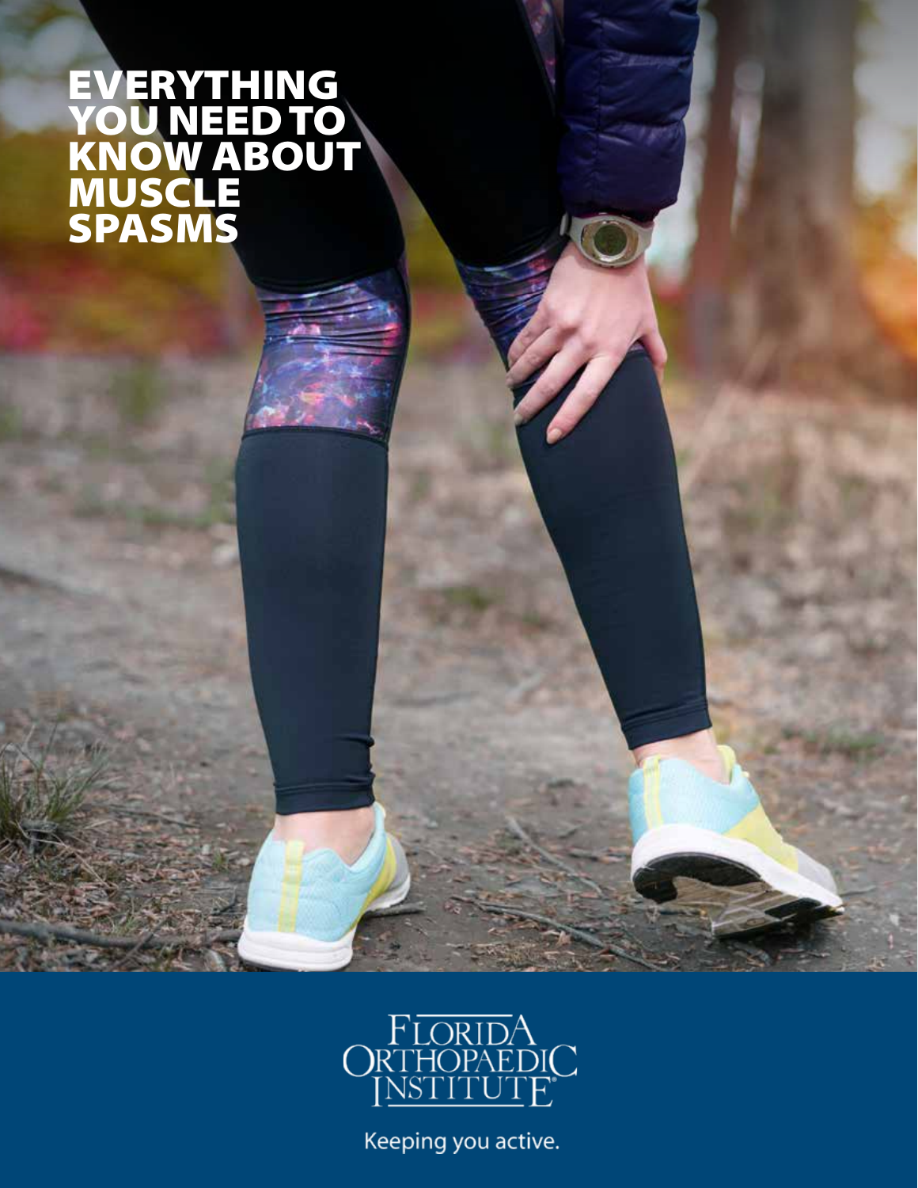# EVERYTHING YOU NEED TO KNOW ABOUT MUSCLE SPASMS

FLORIDA ORTHOPAEDIC INSTITUTE

Keeping you active.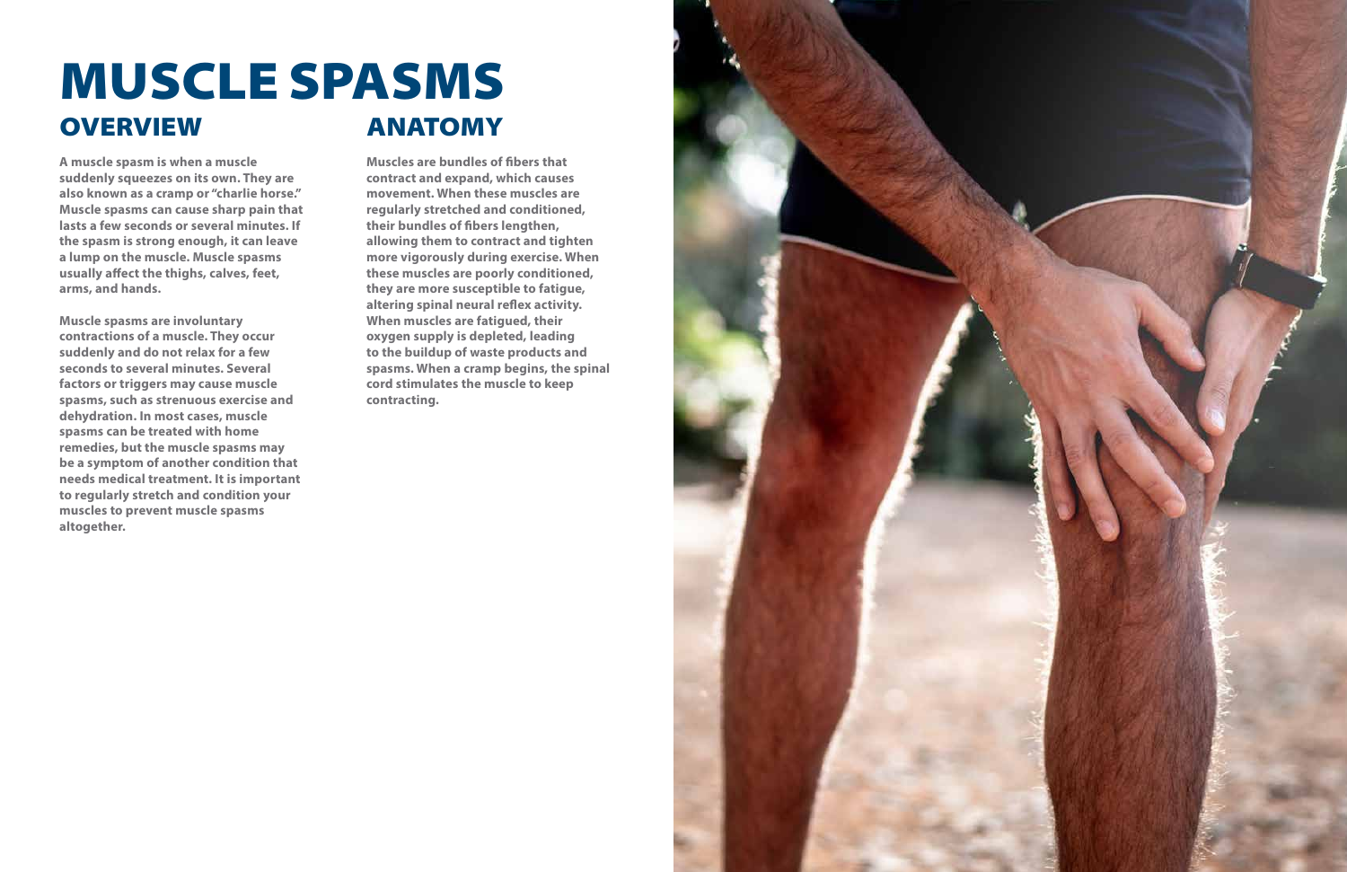# MUSCLE SPASMS

## OVERVIEW

**A muscle spasm is when a muscle suddenly squeezes on its own. They are also known as a cramp or "charlie horse." Muscle spasms can cause sharp pain that lasts a few seconds or several minutes. If the spasm is strong enough, it can leave a lump on the muscle. Muscle spasms usually affect the thighs, calves, feet, arms, and hands.**

**Muscle spasms are involuntary contractions of a muscle. They occur suddenly and do not relax for a few seconds to several minutes. Several factors or triggers may cause muscle spasms, such as strenuous exercise and dehydration. In most cases, muscle spasms can be treated with home remedies, but the muscle spasms may be a symptom of another condition that needs medical treatment. It is important to regularly stretch and condition your muscles to prevent muscle spasms altogether.**

## ANATOMY

**Muscles are bundles of fibers that contract and expand, which causes movement. When these muscles are regularly stretched and conditioned, their bundles of fibers lengthen, allowing them to contract and tighten more vigorously during exercise. When these muscles are poorly conditioned, they are more susceptible to fatigue, altering spinal neural reflex activity. When muscles are fatigued, their oxygen supply is depleted, leading to the buildup of waste products and spasms. When a cramp begins, the spinal cord stimulates the muscle to keep contracting.**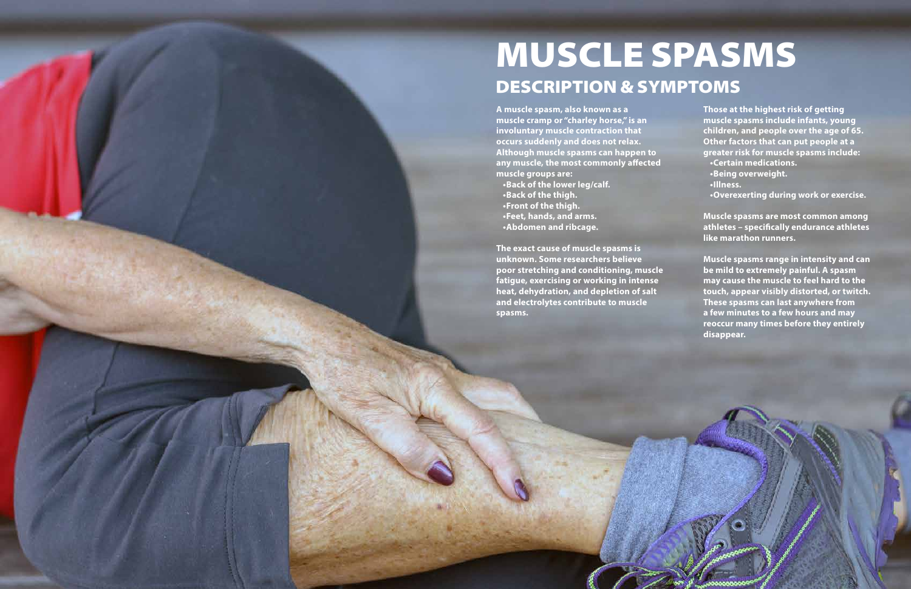# MUSCLE SPASMS

## DESCRIPTION & SYMPTOMS

**A muscle spasm, also known as a muscle cramp or "charley horse," is an involuntary muscle contraction that occurs suddenly and does not relax. Although muscle spasms can happen to any muscle, the most commonly affected muscle groups are:**

- **Back of the lower leg/calf.**
- **Back of the thigh.**
- **Front of the thigh.**
- **Feet, hands, and arms.**
- **Abdomen and ribcage.**

**The exact cause of muscle spasms is unknown. Some researchers believe poor stretching and conditioning, muscle fatigue, exercising or working in intense heat, dehydration, and depletion of salt and electrolytes contribute to muscle spasms.**

**Those at the highest risk of getting muscle spasms include infants, young children, and people over the age of 65. Other factors that can put people at a greater risk for muscle spasms include:**

- **Certain medications.**
- **Being overweight.**
- **Illness.**
- **Overexerting during work or exercise.**

**Muscle spasms are most common among athletes – specifically endurance athletes like marathon runners.**

**Muscle spasms range in intensity and can be mild to extremely painful. A spasm may cause the muscle to feel hard to the touch, appear visibly distorted, or twitch. These spasms can last anywhere from a few minutes to a few hours and may reoccur many times before they entirely disappear.**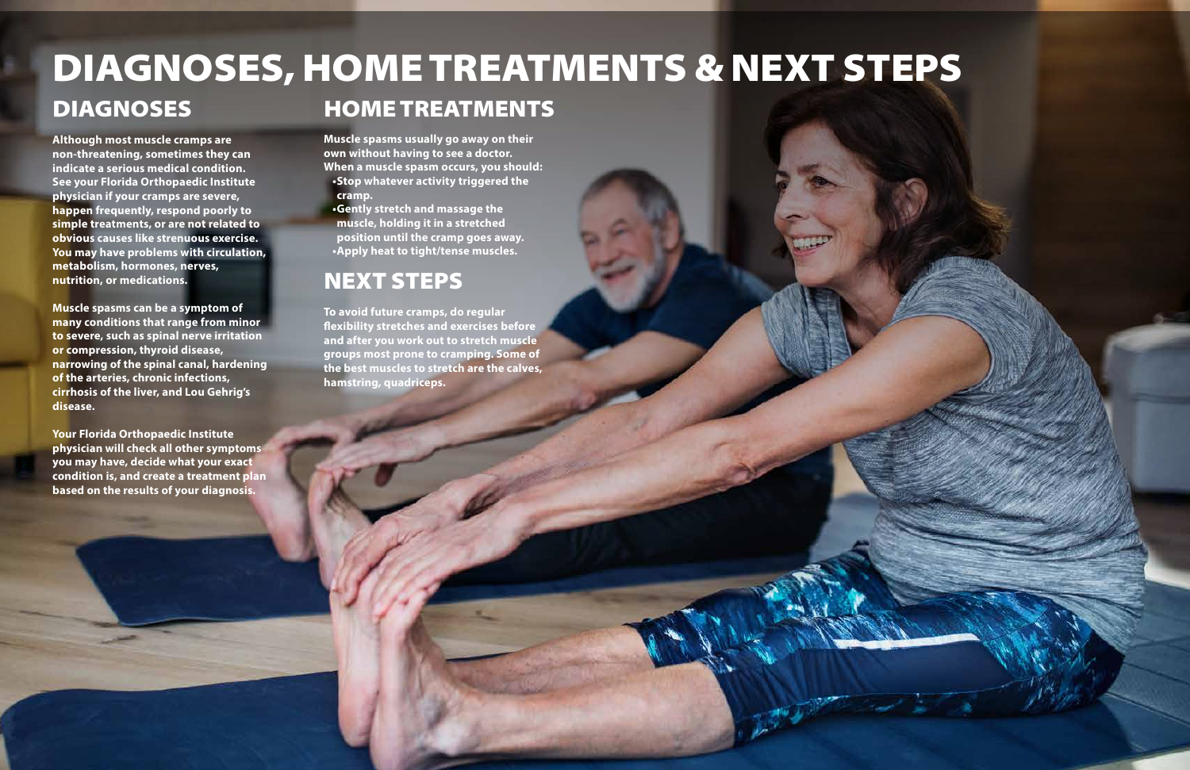# DIAGNOSES, HOME TREATMENTS & NEXT STEPS

## DIAGNOSES

**Although most muscle cramps are non-threatening, sometimes they can indicate a serious medical condition. See your Florida Orthopaedic Institute physician if your cramps are severe, happen frequently, respond poorly to simple treatments, or are not related to obvious causes like strenuous exercise. You may have problems with circulation, metabolism, hormones, nerves, nutrition, or medications.**

**Muscle spasms can be a symptom of many conditions that range from minor to severe, such as spinal nerve irritation or compression, thyroid disease, narrowing of the spinal canal, hardening of the arteries, chronic infections, cirrhosis of the liver, and Lou Gehrig's disease.**

**Your Florida Orthopaedic Institute physician will check all other symptoms you may have, decide what your exact condition is, and create a treatment plan based on the results of your diagnosis.**

## HOME TREATMENTS

**Muscle spasms usually go away on their own without having to see a doctor. When a muscle spasm occurs, you should:**

- **Stop whatever activity triggered the cramp.**
- **Gently stretch and massage the muscle, holding it in a stretched position until the cramp goes away.**
- **Apply heat to tight/tense muscles.**

## NEXT STEPS

**To avoid future cramps, do regular flexibility stretches and exercises before and after you work out to stretch muscle groups most prone to cramping. Some of the best muscles to stretch are the calves, hamstring, quadriceps.**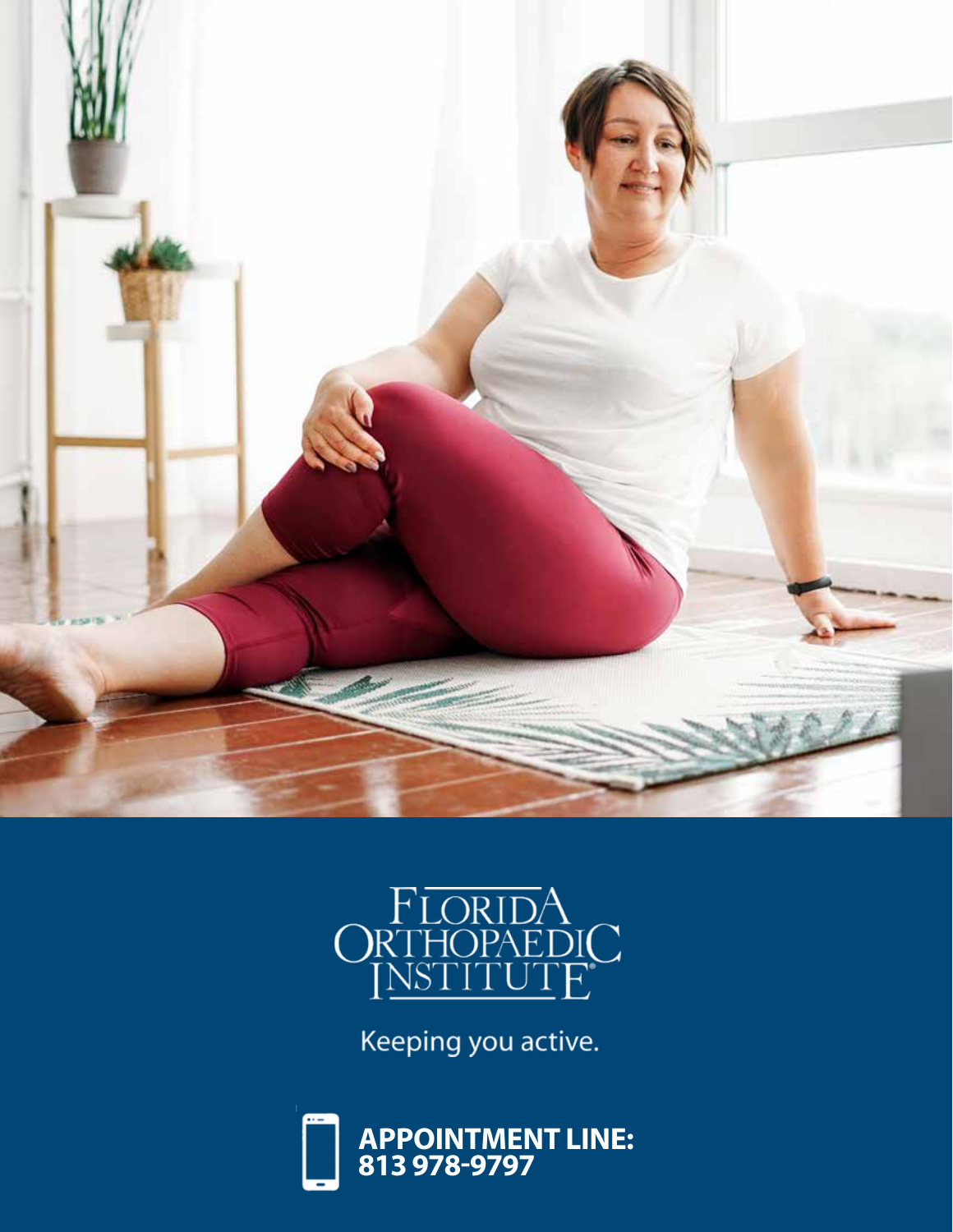FLORIDA ORTHOPAEDIC INSTITUTE

Keeping you active.

**APPOINTMENT LINE: 813 978-9797**